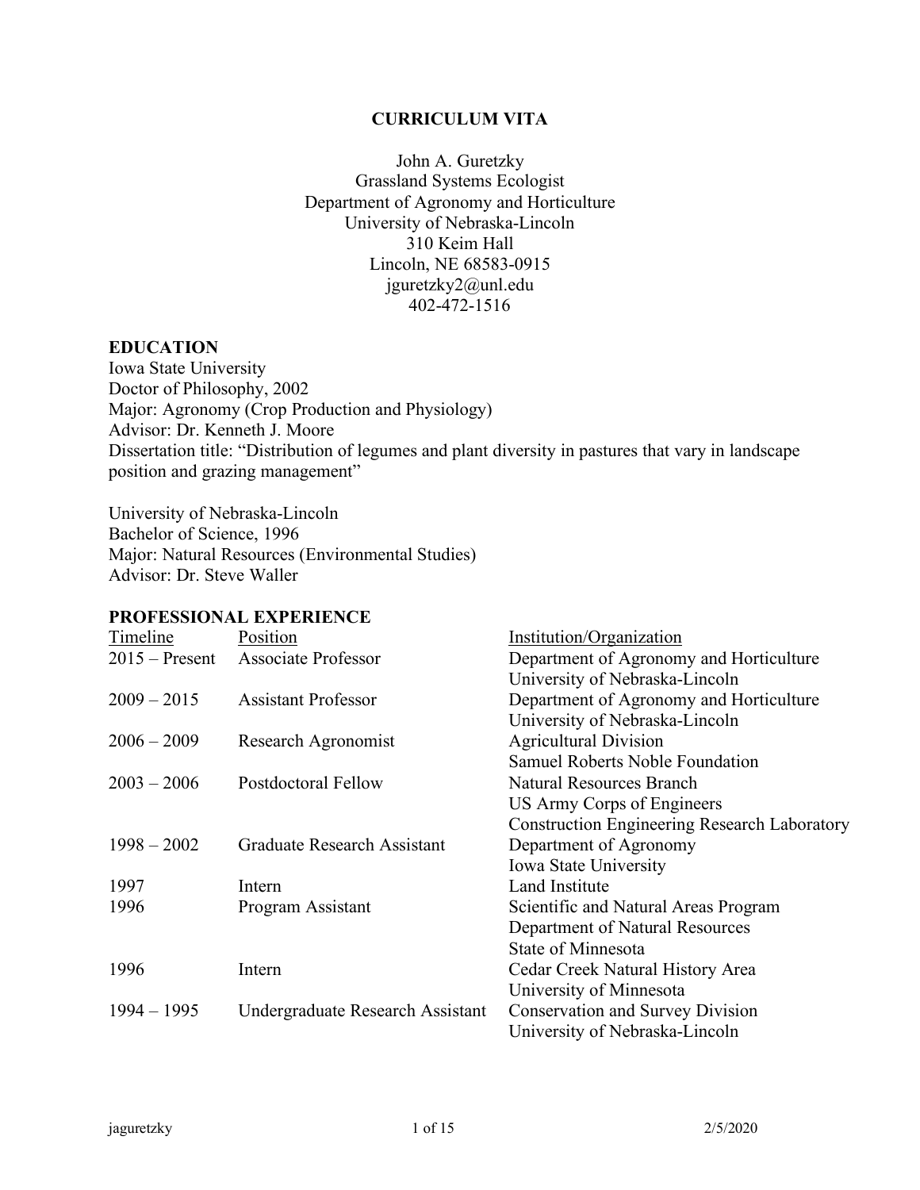# CURRICULUM VITA

John A. Guretzky
Grassland Systems Ecologist
Department of Agronomy and Horticulture
University of Nebraska-Lincoln
310 Keim Hall
Lincoln, NE 68583-0915
jguretzky2@unl.edu
402-472-1516

## EDUCATION

Iowa State University
Doctor of Philosophy, 2002
Major: Agronomy (Crop Production and Physiology)
Advisor: Dr. Kenneth J. Moore
Dissertation title: "Distribution of legumes and plant diversity in pastures that vary in landscape position and grazing management"

University of Nebraska-Lincoln
Bachelor of Science, 1996
Major: Natural Resources (Environmental Studies)
Advisor: Dr. Steve Waller

## PROFESSIONAL EXPERIENCE

| Timeline | Position | Institution/Organization |
|---|---|---|
| 2015 – Present | Associate Professor | Department of Agronomy and Horticulture<br>University of Nebraska-Lincoln |
| 2009 – 2015 | Assistant Professor | Department of Agronomy and Horticulture<br>University of Nebraska-Lincoln |
| 2006 – 2009 | Research Agronomist | Agricultural Division<br>Samuel Roberts Noble Foundation |
| 2003 – 2006 | Postdoctoral Fellow | Natural Resources Branch<br>US Army Corps of Engineers<br>Construction Engineering Research Laboratory |
| 1998 – 2002 | Graduate Research Assistant | Department of Agronomy<br>Iowa State University |
| 1997 | Intern | Land Institute |
| 1996 | Program Assistant | Scientific and Natural Areas Program<br>Department of Natural Resources<br>State of Minnesota |
| 1996 | Intern | Cedar Creek Natural History Area<br>University of Minnesota |
| 1994 – 1995 | Undergraduate Research Assistant | Conservation and Survey Division<br>University of Nebraska-Lincoln |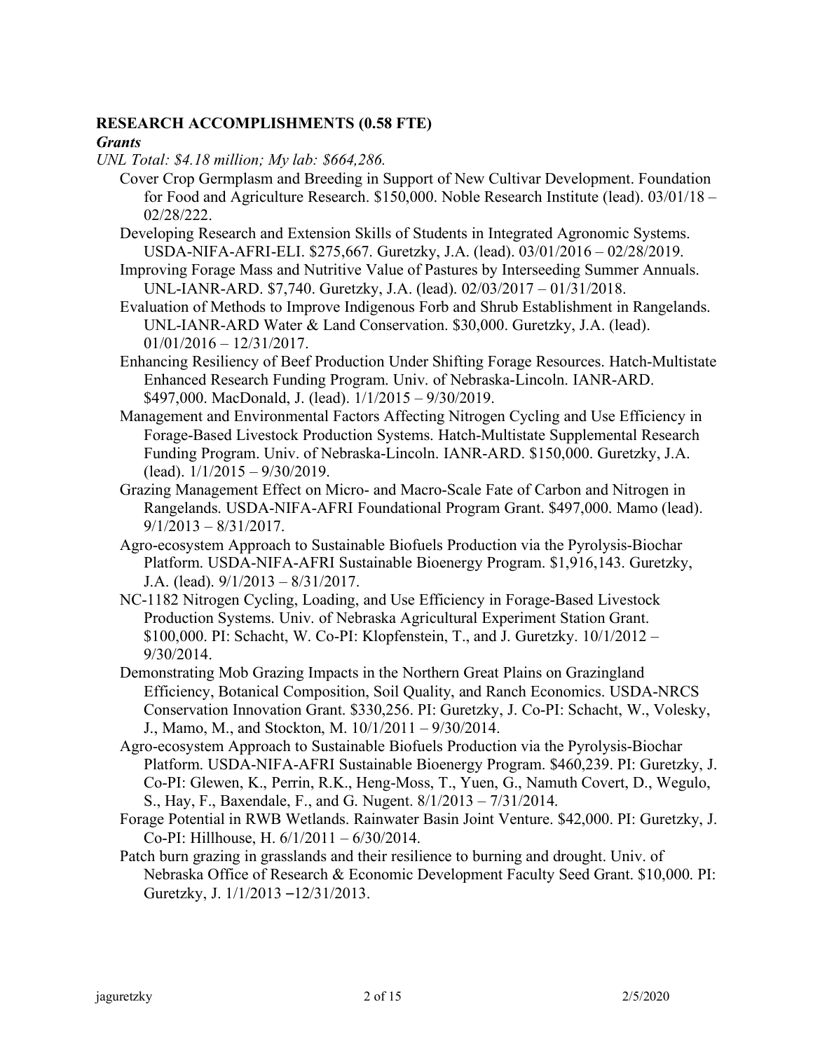## RESEARCH ACCOMPLISHMENTS (0.58 FTE)

### *Grants*

*UNL Total: $4.18 million; My lab: $664,286.*

Cover Crop Germplasm and Breeding in Support of New Cultivar Development. Foundation for Food and Agriculture Research. $150,000. Noble Research Institute (lead). 03/01/18 – 02/28/222.

Developing Research and Extension Skills of Students in Integrated Agronomic Systems. USDA-NIFA-AFRI-ELI. $275,667. Guretzky, J.A. (lead). 03/01/2016 – 02/28/2019.

Improving Forage Mass and Nutritive Value of Pastures by Interseeding Summer Annuals. UNL-IANR-ARD. $7,740. Guretzky, J.A. (lead). 02/03/2017 – 01/31/2018.

Evaluation of Methods to Improve Indigenous Forb and Shrub Establishment in Rangelands. UNL-IANR-ARD Water & Land Conservation. $30,000. Guretzky, J.A. (lead). 01/01/2016 – 12/31/2017.

Enhancing Resiliency of Beef Production Under Shifting Forage Resources. Hatch-Multistate Enhanced Research Funding Program. Univ. of Nebraska-Lincoln. IANR-ARD. $497,000. MacDonald, J. (lead). 1/1/2015 – 9/30/2019.

Management and Environmental Factors Affecting Nitrogen Cycling and Use Efficiency in Forage-Based Livestock Production Systems. Hatch-Multistate Supplemental Research Funding Program. Univ. of Nebraska-Lincoln. IANR-ARD. $150,000. Guretzky, J.A. (lead). 1/1/2015 – 9/30/2019.

Grazing Management Effect on Micro- and Macro-Scale Fate of Carbon and Nitrogen in Rangelands. USDA-NIFA-AFRI Foundational Program Grant. $497,000. Mamo (lead). 9/1/2013 – 8/31/2017.

Agro-ecosystem Approach to Sustainable Biofuels Production via the Pyrolysis-Biochar Platform. USDA-NIFA-AFRI Sustainable Bioenergy Program. $1,916,143. Guretzky, J.A. (lead). 9/1/2013 – 8/31/2017.

NC-1182 Nitrogen Cycling, Loading, and Use Efficiency in Forage-Based Livestock Production Systems. Univ. of Nebraska Agricultural Experiment Station Grant. $100,000. PI: Schacht, W. Co-PI: Klopfenstein, T., and J. Guretzky. 10/1/2012 – 9/30/2014.

Demonstrating Mob Grazing Impacts in the Northern Great Plains on Grazingland Efficiency, Botanical Composition, Soil Quality, and Ranch Economics. USDA-NRCS Conservation Innovation Grant. $330,256. PI: Guretzky, J. Co-PI: Schacht, W., Volesky, J., Mamo, M., and Stockton, M. 10/1/2011 – 9/30/2014.

Agro-ecosystem Approach to Sustainable Biofuels Production via the Pyrolysis-Biochar Platform. USDA-NIFA-AFRI Sustainable Bioenergy Program. $460,239. PI: Guretzky, J. Co-PI: Glewen, K., Perrin, R.K., Heng-Moss, T., Yuen, G., Namuth Covert, D., Wegulo, S., Hay, F., Baxendale, F., and G. Nugent. 8/1/2013 – 7/31/2014.

Forage Potential in RWB Wetlands. Rainwater Basin Joint Venture. $42,000. PI: Guretzky, J. Co-PI: Hillhouse, H. 6/1/2011 – 6/30/2014.

Patch burn grazing in grasslands and their resilience to burning and drought. Univ. of Nebraska Office of Research & Economic Development Faculty Seed Grant. $10,000. PI: Guretzky, J. 1/1/2013 – 12/31/2013.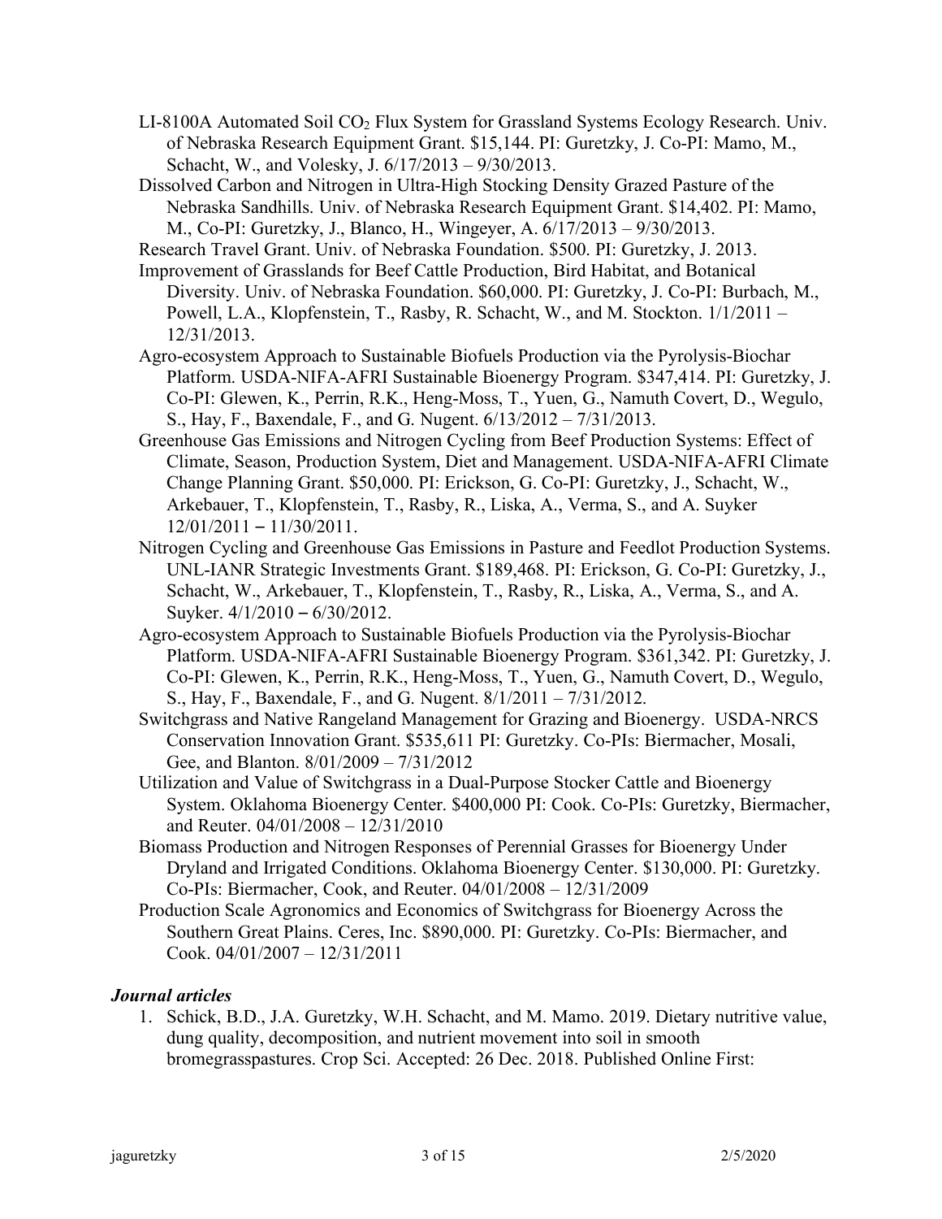LI-8100A Automated Soil $CO_2$ Flux System for Grassland Systems Ecology Research. Univ. of Nebraska Research Equipment Grant. $15,144. PI: Guretzky, J. Co-PI: Mamo, M., Schacht, W., and Volesky, J. 6/17/2013 – 9/30/2013.

Dissolved Carbon and Nitrogen in Ultra-High Stocking Density Grazed Pasture of the Nebraska Sandhills. Univ. of Nebraska Research Equipment Grant. $14,402. PI: Mamo, M., Co-PI: Guretzky, J., Blanco, H., Wingeyer, A. 6/17/2013 – 9/30/2013.

Research Travel Grant. Univ. of Nebraska Foundation. $500. PI: Guretzky, J. 2013.

Improvement of Grasslands for Beef Cattle Production, Bird Habitat, and Botanical Diversity. Univ. of Nebraska Foundation. $60,000. PI: Guretzky, J. Co-PI: Burbach, M., Powell, L.A., Klopfenstein, T., Rasby, R. Schacht, W., and M. Stockton. 1/1/2011 – 12/31/2013.

Agro-ecosystem Approach to Sustainable Biofuels Production via the Pyrolysis-Biochar Platform. USDA-NIFA-AFRI Sustainable Bioenergy Program. $347,414. PI: Guretzky, J. Co-PI: Glewen, K., Perrin, R.K., Heng-Moss, T., Yuen, G., Namuth Covert, D., Wegulo, S., Hay, F., Baxendale, F., and G. Nugent. 6/13/2012 – 7/31/2013.

Greenhouse Gas Emissions and Nitrogen Cycling from Beef Production Systems: Effect of Climate, Season, Production System, Diet and Management. USDA-NIFA-AFRI Climate Change Planning Grant. $50,000. PI: Erickson, G. Co-PI: Guretzky, J., Schacht, W., Arkebauer, T., Klopfenstein, T., Rasby, R., Liska, A., Verma, S., and A. Suyker 12/01/2011 – 11/30/2011.

Nitrogen Cycling and Greenhouse Gas Emissions in Pasture and Feedlot Production Systems. UNL-IANR Strategic Investments Grant. $189,468. PI: Erickson, G. Co-PI: Guretzky, J., Schacht, W., Arkebauer, T., Klopfenstein, T., Rasby, R., Liska, A., Verma, S., and A. Suyker. 4/1/2010 – 6/30/2012.

Agro-ecosystem Approach to Sustainable Biofuels Production via the Pyrolysis-Biochar Platform. USDA-NIFA-AFRI Sustainable Bioenergy Program. $361,342. PI: Guretzky, J. Co-PI: Glewen, K., Perrin, R.K., Heng-Moss, T., Yuen, G., Namuth Covert, D., Wegulo, S., Hay, F., Baxendale, F., and G. Nugent. 8/1/2011 – 7/31/2012.

Switchgrass and Native Rangeland Management for Grazing and Bioenergy. USDA-NRCS Conservation Innovation Grant. $535,611 PI: Guretzky. Co-PIs: Biermacher, Mosali, Gee, and Blanton. 8/01/2009 – 7/31/2012

Utilization and Value of Switchgrass in a Dual-Purpose Stocker Cattle and Bioenergy System. Oklahoma Bioenergy Center. $400,000 PI: Cook. Co-PIs: Guretzky, Biermacher, and Reuter. 04/01/2008 – 12/31/2010

Biomass Production and Nitrogen Responses of Perennial Grasses for Bioenergy Under Dryland and Irrigated Conditions. Oklahoma Bioenergy Center. $130,000. PI: Guretzky. Co-PIs: Biermacher, Cook, and Reuter. 04/01/2008 – 12/31/2009

Production Scale Agronomics and Economics of Switchgrass for Bioenergy Across the Southern Great Plains. Ceres, Inc. $890,000. PI: Guretzky. Co-PIs: Biermacher, and Cook. 04/01/2007 – 12/31/2011

### *Journal articles*

1. Schick, B.D., J.A. Guretzky, W.H. Schacht, and M. Mamo. 2019. Dietary nutritive value, dung quality, decomposition, and nutrient movement into soil in smooth bromegrasspastures. Crop Sci. Accepted: 26 Dec. 2018. Published Online First: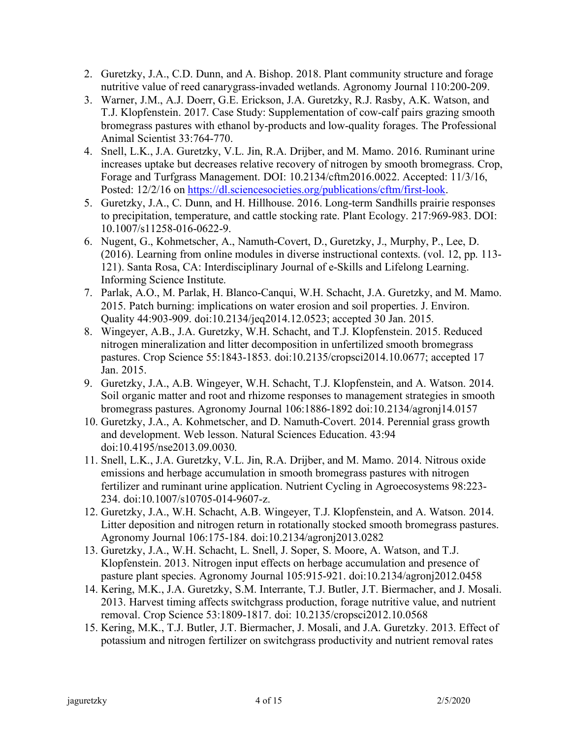2. Guretzky, J.A., C.D. Dunn, and A. Bishop. 2018. Plant community structure and forage nutritive value of reed canarygrass-invaded wetlands. Agronomy Journal 110:200-209.
3. Warner, J.M., A.J. Doerr, G.E. Erickson, J.A. Guretzky, R.J. Rasby, A.K. Watson, and T.J. Klopfenstein. 2017. Case Study: Supplementation of cow-calf pairs grazing smooth bromegrass pastures with ethanol by-products and low-quality forages. The Professional Animal Scientist 33:764-770.
4. Snell, L.K., J.A. Guretzky, V.L. Jin, R.A. Drijber, and M. Mamo. 2016. Ruminant urine increases uptake but decreases relative recovery of nitrogen by smooth bromegrass. Crop, Forage and Turfgrass Management. DOI: 10.2134/cftm2016.0022. Accepted: 11/3/16, Posted: 12/2/16 on https://dl.sciencesocieties.org/publications/cftm/first-look.
5. Guretzky, J.A., C. Dunn, and H. Hillhouse. 2016. Long-term Sandhills prairie responses to precipitation, temperature, and cattle stocking rate. Plant Ecology. 217:969-983. DOI: 10.1007/s11258-016-0622-9.
6. Nugent, G., Kohmetscher, A., Namuth-Covert, D., Guretzky, J., Murphy, P., Lee, D. (2016). Learning from online modules in diverse instructional contexts. (vol. 12, pp. 113-121). Santa Rosa, CA: Interdisciplinary Journal of e-Skills and Lifelong Learning. Informing Science Institute.
7. Parlak, A.O., M. Parlak, H. Blanco-Canqui, W.H. Schacht, J.A. Guretzky, and M. Mamo. 2015. Patch burning: implications on water erosion and soil properties. J. Environ. Quality 44:903-909. doi:10.2134/jeq2014.12.0523; accepted 30 Jan. 2015.
8. Wingeyer, A.B., J.A. Guretzky, W.H. Schacht, and T.J. Klopfenstein. 2015. Reduced nitrogen mineralization and litter decomposition in unfertilized smooth bromegrass pastures. Crop Science 55:1843-1853. doi:10.2135/cropsci2014.10.0677; accepted 17 Jan. 2015.
9. Guretzky, J.A., A.B. Wingeyer, W.H. Schacht, T.J. Klopfenstein, and A. Watson. 2014. Soil organic matter and root and rhizome responses to management strategies in smooth bromegrass pastures. Agronomy Journal 106:1886-1892 doi:10.2134/agronj14.0157
10. Guretzky, J.A., A. Kohmetscher, and D. Namuth-Covert. 2014. Perennial grass growth and development. Web lesson. Natural Sciences Education. 43:94 doi:10.4195/nse2013.09.0030.
11. Snell, L.K., J.A. Guretzky, V.L. Jin, R.A. Drijber, and M. Mamo. 2014. Nitrous oxide emissions and herbage accumulation in smooth bromegrass pastures with nitrogen fertilizer and ruminant urine application. Nutrient Cycling in Agroecosystems 98:223-234. doi:10.1007/s10705-014-9607-z.
12. Guretzky, J.A., W.H. Schacht, A.B. Wingeyer, T.J. Klopfenstein, and A. Watson. 2014. Litter deposition and nitrogen return in rotationally stocked smooth bromegrass pastures. Agronomy Journal 106:175-184. doi:10.2134/agronj2013.0282
13. Guretzky, J.A., W.H. Schacht, L. Snell, J. Soper, S. Moore, A. Watson, and T.J. Klopfenstein. 2013. Nitrogen input effects on herbage accumulation and presence of pasture plant species. Agronomy Journal 105:915-921. doi:10.2134/agronj2012.0458
14. Kering, M.K., J.A. Guretzky, S.M. Interrante, T.J. Butler, J.T. Biermacher, and J. Mosali. 2013. Harvest timing affects switchgrass production, forage nutritive value, and nutrient removal. Crop Science 53:1809-1817. doi: 10.2135/cropsci2012.10.0568
15. Kering, M.K., T.J. Butler, J.T. Biermacher, J. Mosali, and J.A. Guretzky. 2013. Effect of potassium and nitrogen fertilizer on switchgrass productivity and nutrient removal rates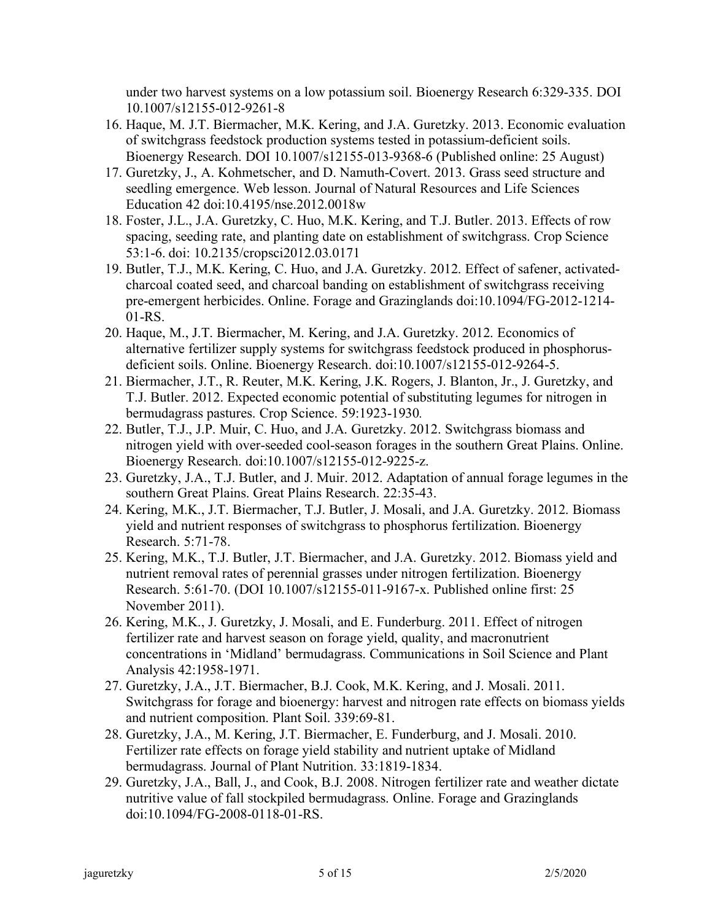under two harvest systems on a low potassium soil. Bioenergy Research 6:329-335. DOI 10.1007/s12155-012-9261-8

16. Haque, M. J.T. Biermacher, M.K. Kering, and J.A. Guretzky. 2013. Economic evaluation of switchgrass feedstock production systems tested in potassium-deficient soils. Bioenergy Research. DOI 10.1007/s12155-013-9368-6 (Published online: 25 August)
17. Guretzky, J., A. Kohmetscher, and D. Namuth-Covert. 2013. Grass seed structure and seedling emergence. Web lesson. Journal of Natural Resources and Life Sciences Education 42 doi:10.4195/nse.2012.0018w
18. Foster, J.L., J.A. Guretzky, C. Huo, M.K. Kering, and T.J. Butler. 2013. Effects of row spacing, seeding rate, and planting date on establishment of switchgrass. Crop Science 53:1-6. doi: 10.2135/cropsci2012.03.0171
19. Butler, T.J., M.K. Kering, C. Huo, and J.A. Guretzky. 2012. Effect of safener, activated-charcoal coated seed, and charcoal banding on establishment of switchgrass receiving pre-emergent herbicides. Online. Forage and Grazinglands doi:10.1094/FG-2012-1214-01-RS.
20. Haque, M., J.T. Biermacher, M. Kering, and J.A. Guretzky. 2012. Economics of alternative fertilizer supply systems for switchgrass feedstock produced in phosphorus-deficient soils. Online. Bioenergy Research. doi:10.1007/s12155-012-9264-5.
21. Biermacher, J.T., R. Reuter, M.K. Kering, J.K. Rogers, J. Blanton, Jr., J. Guretzky, and T.J. Butler. 2012. Expected economic potential of substituting legumes for nitrogen in bermudagrass pastures. Crop Science. 59:1923-1930*.*
22. Butler, T.J., J.P. Muir, C. Huo, and J.A. Guretzky. 2012. Switchgrass biomass and nitrogen yield with over-seeded cool-season forages in the southern Great Plains. Online. Bioenergy Research. doi:10.1007/s12155-012-9225-z.
23. Guretzky, J.A., T.J. Butler, and J. Muir. 2012. Adaptation of annual forage legumes in the southern Great Plains. Great Plains Research. 22:35-43.
24. Kering, M.K., J.T. Biermacher, T.J. Butler, J. Mosali, and J.A. Guretzky. 2012. Biomass yield and nutrient responses of switchgrass to phosphorus fertilization. Bioenergy Research. 5:71-78.
25. Kering, M.K., T.J. Butler, J.T. Biermacher, and J.A. Guretzky. 2012. Biomass yield and nutrient removal rates of perennial grasses under nitrogen fertilization. Bioenergy Research. 5:61-70. (DOI 10.1007/s12155-011-9167-x. Published online first: 25 November 2011).
26. Kering, M.K., J. Guretzky, J. Mosali, and E. Funderburg. 2011. Effect of nitrogen fertilizer rate and harvest season on forage yield, quality, and macronutrient concentrations in 'Midland' bermudagrass. Communications in Soil Science and Plant Analysis 42:1958-1971.
27. Guretzky, J.A., J.T. Biermacher, B.J. Cook, M.K. Kering, and J. Mosali. 2011. Switchgrass for forage and bioenergy: harvest and nitrogen rate effects on biomass yields and nutrient composition. Plant Soil. 339:69-81.
28. Guretzky, J.A., M. Kering, J.T. Biermacher, E. Funderburg, and J. Mosali. 2010. Fertilizer rate effects on forage yield stability and nutrient uptake of Midland bermudagrass. Journal of Plant Nutrition. 33:1819-1834.
29. Guretzky, J.A., Ball, J., and Cook, B.J. 2008. Nitrogen fertilizer rate and weather dictate nutritive value of fall stockpiled bermudagrass. Online. Forage and Grazinglands doi:10.1094/FG-2008-0118-01-RS.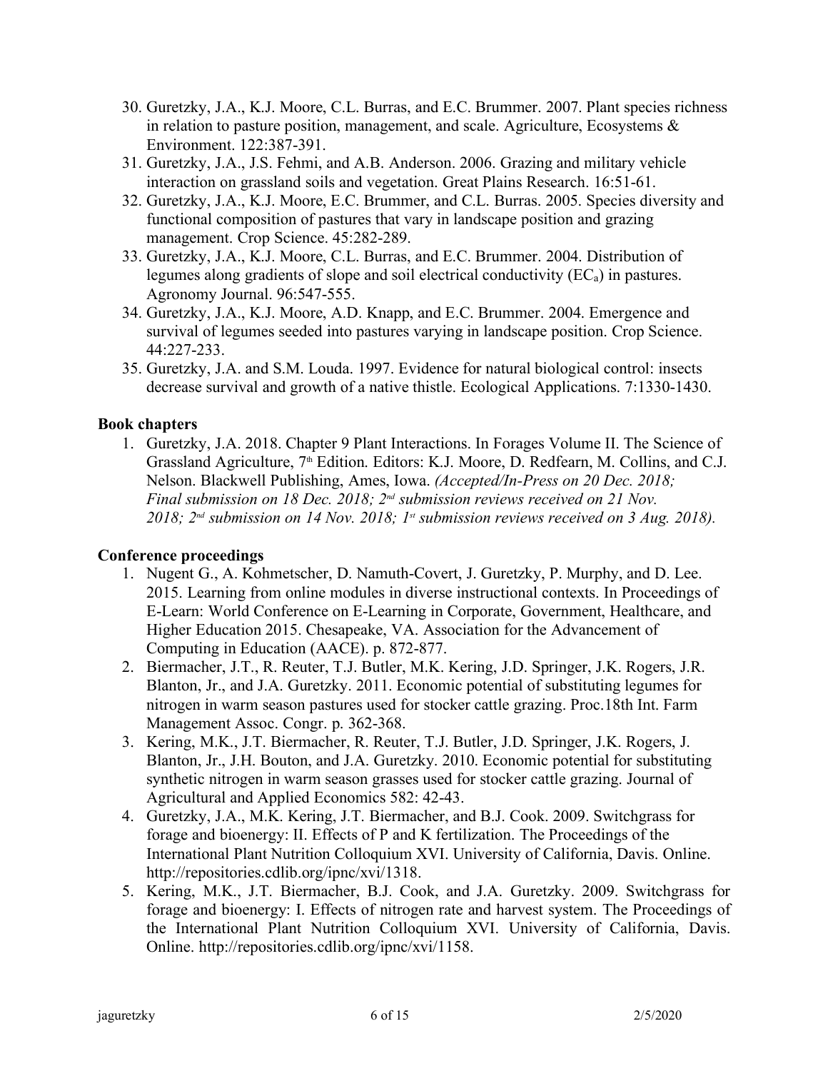30. Guretzky, J.A., K.J. Moore, C.L. Burras, and E.C. Brummer. 2007. Plant species richness in relation to pasture position, management, and scale. Agriculture, Ecosystems & Environment. 122:387-391.
31. Guretzky, J.A., J.S. Fehmi, and A.B. Anderson. 2006. Grazing and military vehicle interaction on grassland soils and vegetation. Great Plains Research. 16:51-61.
32. Guretzky, J.A., K.J. Moore, E.C. Brummer, and C.L. Burras. 2005. Species diversity and functional composition of pastures that vary in landscape position and grazing management. Crop Science. 45:282-289.
33. Guretzky, J.A., K.J. Moore, C.L. Burras, and E.C. Brummer. 2004. Distribution of legumes along gradients of slope and soil electrical conductivity ($EC_a$) in pastures. Agronomy Journal. 96:547-555.
34. Guretzky, J.A., K.J. Moore, A.D. Knapp, and E.C. Brummer. 2004. Emergence and survival of legumes seeded into pastures varying in landscape position. Crop Science. 44:227-233.
35. Guretzky, J.A. and S.M. Louda. 1997. Evidence for natural biological control: insects decrease survival and growth of a native thistle. Ecological Applications. 7:1330-1430.

**Book chapters**

1. Guretzky, J.A. 2018. Chapter 9 Plant Interactions. In Forages Volume II. The Science of Grassland Agriculture, 7th Edition. Editors: K.J. Moore, D. Redfearn, M. Collins, and C.J. Nelson. Blackwell Publishing, Ames, Iowa. *(Accepted/In-Press on 20 Dec. 2018; Final submission on 18 Dec. 2018; 2nd submission reviews received on 21 Nov. 2018; 2nd submission on 14 Nov. 2018; 1st submission reviews received on 3 Aug. 2018).*

**Conference proceedings**

1. Nugent G., A. Kohmetscher, D. Namuth-Covert, J. Guretzky, P. Murphy, and D. Lee. 2015. Learning from online modules in diverse instructional contexts. In Proceedings of E-Learn: World Conference on E-Learning in Corporate, Government, Healthcare, and Higher Education 2015. Chesapeake, VA. Association for the Advancement of Computing in Education (AACE). p. 872-877.
2. Biermacher, J.T., R. Reuter, T.J. Butler, M.K. Kering, J.D. Springer, J.K. Rogers, J.R. Blanton, Jr., and J.A. Guretzky. 2011. Economic potential of substituting legumes for nitrogen in warm season pastures used for stocker cattle grazing. Proc.18th Int. Farm Management Assoc. Congr. p. 362-368.
3. Kering, M.K., J.T. Biermacher, R. Reuter, T.J. Butler, J.D. Springer, J.K. Rogers, J. Blanton, Jr., J.H. Bouton, and J.A. Guretzky. 2010. Economic potential for substituting synthetic nitrogen in warm season grasses used for stocker cattle grazing. Journal of Agricultural and Applied Economics 582: 42-43.
4. Guretzky, J.A., M.K. Kering, J.T. Biermacher, and B.J. Cook. 2009. Switchgrass for forage and bioenergy: II. Effects of P and K fertilization. The Proceedings of the International Plant Nutrition Colloquium XVI. University of California, Davis. Online. http://repositories.cdlib.org/ipnc/xvi/1318.
5. Kering, M.K., J.T. Biermacher, B.J. Cook, and J.A. Guretzky. 2009. Switchgrass for forage and bioenergy: I. Effects of nitrogen rate and harvest system. The Proceedings of the International Plant Nutrition Colloquium XVI. University of California, Davis. Online. http://repositories.cdlib.org/ipnc/xvi/1158.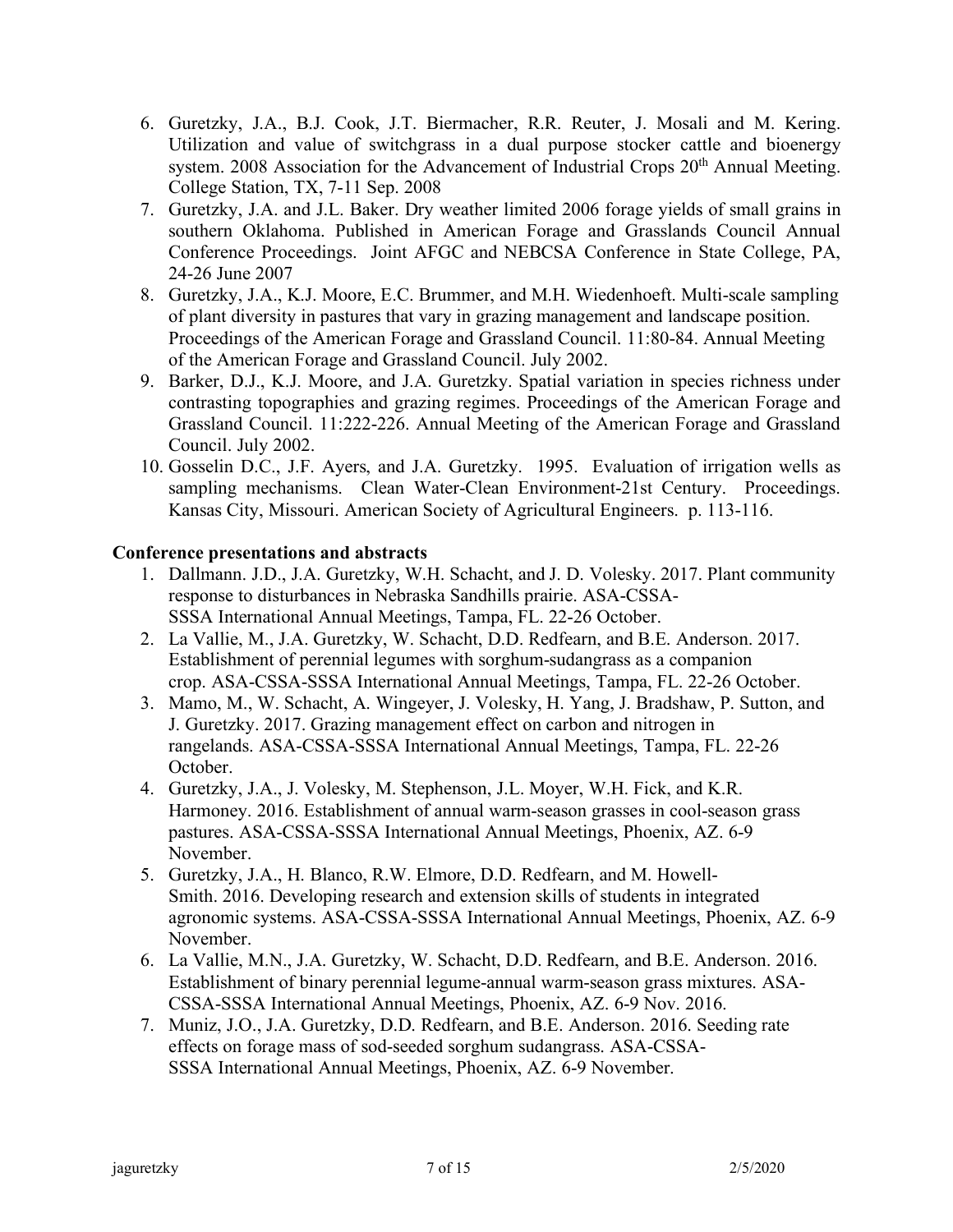6. Guretzky, J.A., B.J. Cook, J.T. Biermacher, R.R. Reuter, J. Mosali and M. Kering. Utilization and value of switchgrass in a dual purpose stocker cattle and bioenergy system. 2008 Association for the Advancement of Industrial Crops 20th Annual Meeting. College Station, TX, 7-11 Sep. 2008
7. Guretzky, J.A. and J.L. Baker. Dry weather limited 2006 forage yields of small grains in southern Oklahoma. Published in American Forage and Grasslands Council Annual Conference Proceedings. Joint AFGC and NEBCSA Conference in State College, PA, 24-26 June 2007
8. Guretzky, J.A., K.J. Moore, E.C. Brummer, and M.H. Wiedenhoeft. Multi-scale sampling of plant diversity in pastures that vary in grazing management and landscape position. Proceedings of the American Forage and Grassland Council. 11:80-84. Annual Meeting of the American Forage and Grassland Council. July 2002.
9. Barker, D.J., K.J. Moore, and J.A. Guretzky. Spatial variation in species richness under contrasting topographies and grazing regimes. Proceedings of the American Forage and Grassland Council. 11:222-226. Annual Meeting of the American Forage and Grassland Council. July 2002.
10. Gosselin D.C., J.F. Ayers, and J.A. Guretzky. 1995. Evaluation of irrigation wells as sampling mechanisms. Clean Water-Clean Environment-21st Century. Proceedings. Kansas City, Missouri. American Society of Agricultural Engineers. p. 113-116.

**Conference presentations and abstracts**

1. Dallmann. J.D., J.A. Guretzky, W.H. Schacht, and J. D. Volesky. 2017. Plant community response to disturbances in Nebraska Sandhills prairie. ASA-CSSA-SSSA International Annual Meetings, Tampa, FL. 22-26 October.
2. La Vallie, M., J.A. Guretzky, W. Schacht, D.D. Redfearn, and B.E. Anderson. 2017. Establishment of perennial legumes with sorghum-sudangrass as a companion crop. ASA-CSSA-SSSA International Annual Meetings, Tampa, FL. 22-26 October.
3. Mamo, M., W. Schacht, A. Wingeyer, J. Volesky, H. Yang, J. Bradshaw, P. Sutton, and J. Guretzky. 2017. Grazing management effect on carbon and nitrogen in rangelands. ASA-CSSA-SSSA International Annual Meetings, Tampa, FL. 22-26 October.
4. Guretzky, J.A., J. Volesky, M. Stephenson, J.L. Moyer, W.H. Fick, and K.R. Harmoney. 2016. Establishment of annual warm-season grasses in cool-season grass pastures. ASA-CSSA-SSSA International Annual Meetings, Phoenix, AZ. 6-9 November.
5. Guretzky, J.A., H. Blanco, R.W. Elmore, D.D. Redfearn, and M. Howell-Smith. 2016. Developing research and extension skills of students in integrated agronomic systems. ASA-CSSA-SSSA International Annual Meetings, Phoenix, AZ. 6-9 November.
6. La Vallie, M.N., J.A. Guretzky, W. Schacht, D.D. Redfearn, and B.E. Anderson. 2016. Establishment of binary perennial legume-annual warm-season grass mixtures. ASA-CSSA-SSSA International Annual Meetings, Phoenix, AZ. 6-9 Nov. 2016.
7. Muniz, J.O., J.A. Guretzky, D.D. Redfearn, and B.E. Anderson. 2016. Seeding rate effects on forage mass of sod-seeded sorghum sudangrass. ASA-CSSA-SSSA International Annual Meetings, Phoenix, AZ. 6-9 November.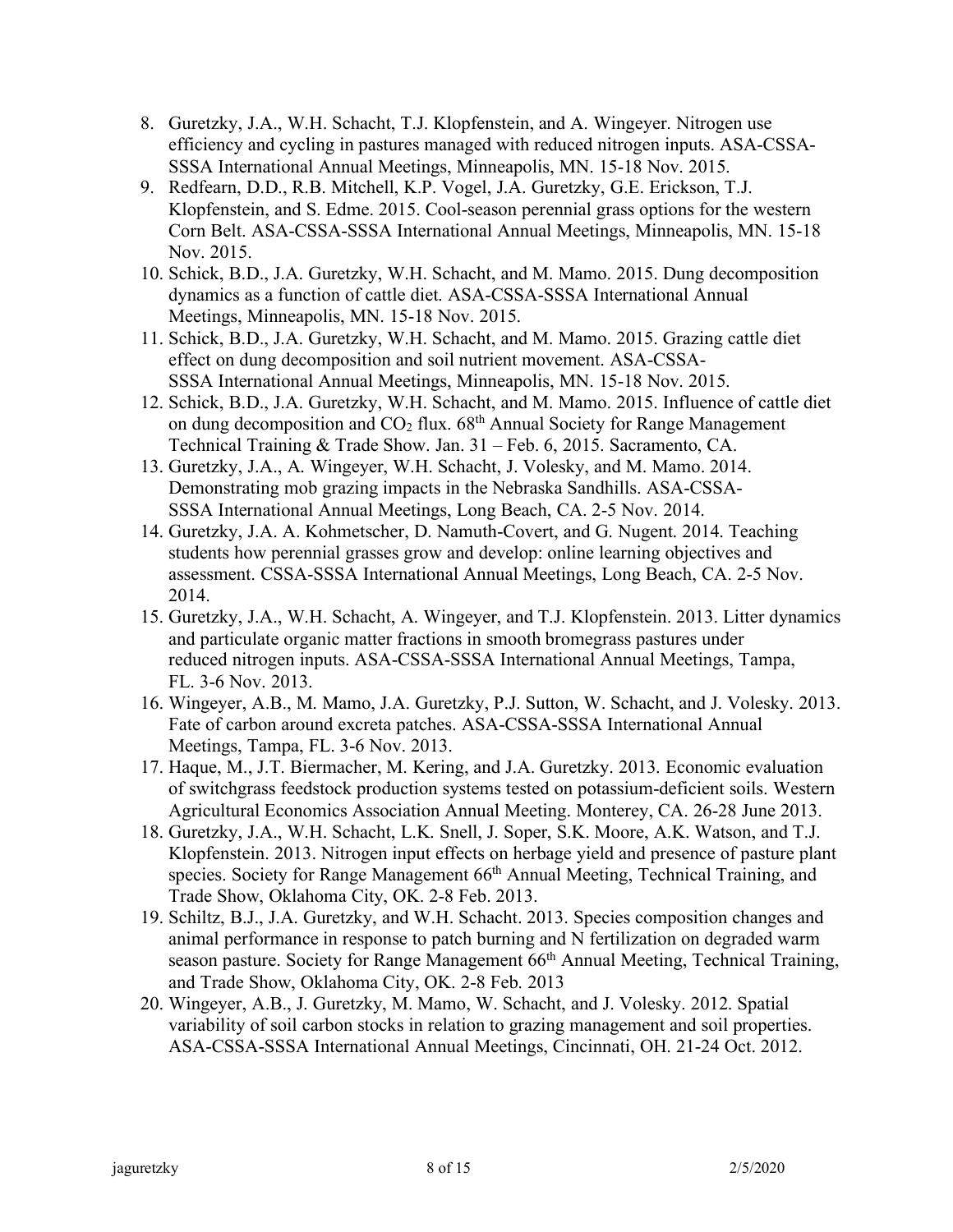8. Guretzky, J.A., W.H. Schacht, T.J. Klopfenstein, and A. Wingeyer. Nitrogen use efficiency and cycling in pastures managed with reduced nitrogen inputs. ASA-CSSA-SSSA International Annual Meetings, Minneapolis, MN. 15-18 Nov. 2015.
9. Redfearn, D.D., R.B. Mitchell, K.P. Vogel, J.A. Guretzky, G.E. Erickson, T.J. Klopfenstein, and S. Edme. 2015. Cool-season perennial grass options for the western Corn Belt. ASA-CSSA-SSSA International Annual Meetings, Minneapolis, MN. 15-18 Nov. 2015.
10. Schick, B.D., J.A. Guretzky, W.H. Schacht, and M. Mamo. 2015. Dung decomposition dynamics as a function of cattle diet. ASA-CSSA-SSSA International Annual Meetings, Minneapolis, MN. 15-18 Nov. 2015.
11. Schick, B.D., J.A. Guretzky, W.H. Schacht, and M. Mamo. 2015. Grazing cattle diet effect on dung decomposition and soil nutrient movement. ASA-CSSA-SSSA International Annual Meetings, Minneapolis, MN. 15-18 Nov. 2015.
12. Schick, B.D., J.A. Guretzky, W.H. Schacht, and M. Mamo. 2015. Influence of cattle diet on dung decomposition and $CO_2$ flux. 68th Annual Society for Range Management Technical Training & Trade Show. Jan. 31 – Feb. 6, 2015. Sacramento, CA.
13. Guretzky, J.A., A. Wingeyer, W.H. Schacht, J. Volesky, and M. Mamo. 2014. Demonstrating mob grazing impacts in the Nebraska Sandhills. ASA-CSSA-SSSA International Annual Meetings, Long Beach, CA. 2-5 Nov. 2014.
14. Guretzky, J.A. A. Kohmetscher, D. Namuth-Covert, and G. Nugent. 2014. Teaching students how perennial grasses grow and develop: online learning objectives and assessment. CSSA-SSSA International Annual Meetings, Long Beach, CA. 2-5 Nov. 2014.
15. Guretzky, J.A., W.H. Schacht, A. Wingeyer, and T.J. Klopfenstein. 2013. Litter dynamics and particulate organic matter fractions in smooth bromegrass pastures under reduced nitrogen inputs. ASA-CSSA-SSSA International Annual Meetings, Tampa, FL. 3-6 Nov. 2013.
16. Wingeyer, A.B., M. Mamo, J.A. Guretzky, P.J. Sutton, W. Schacht, and J. Volesky. 2013. Fate of carbon around excreta patches. ASA-CSSA-SSSA International Annual Meetings, Tampa, FL. 3-6 Nov. 2013.
17. Haque, M., J.T. Biermacher, M. Kering, and J.A. Guretzky. 2013. Economic evaluation of switchgrass feedstock production systems tested on potassium-deficient soils. Western Agricultural Economics Association Annual Meeting. Monterey, CA. 26-28 June 2013.
18. Guretzky, J.A., W.H. Schacht, L.K. Snell, J. Soper, S.K. Moore, A.K. Watson, and T.J. Klopfenstein. 2013. Nitrogen input effects on herbage yield and presence of pasture plant species. Society for Range Management 66th Annual Meeting, Technical Training, and Trade Show, Oklahoma City, OK. 2-8 Feb. 2013.
19. Schiltz, B.J., J.A. Guretzky, and W.H. Schacht. 2013. Species composition changes and animal performance in response to patch burning and N fertilization on degraded warm season pasture. Society for Range Management 66th Annual Meeting, Technical Training, and Trade Show, Oklahoma City, OK. 2-8 Feb. 2013
20. Wingeyer, A.B., J. Guretzky, M. Mamo, W. Schacht, and J. Volesky. 2012. Spatial variability of soil carbon stocks in relation to grazing management and soil properties. ASA-CSSA-SSSA International Annual Meetings, Cincinnati, OH. 21-24 Oct. 2012.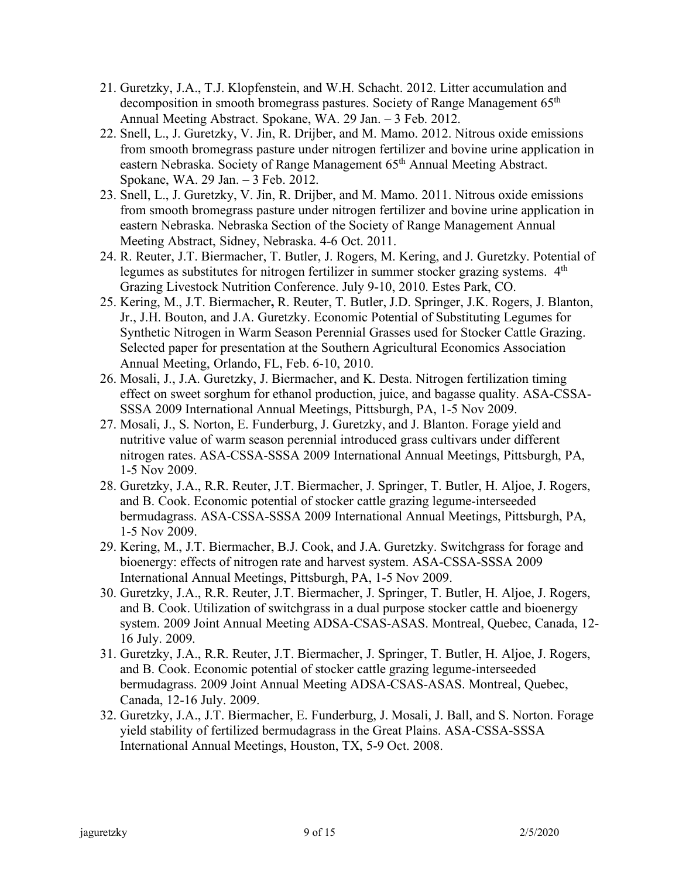21. Guretzky, J.A., T.J. Klopfenstein, and W.H. Schacht. 2012. Litter accumulation and decomposition in smooth bromegrass pastures. Society of Range Management 65th Annual Meeting Abstract. Spokane, WA. 29 Jan. – 3 Feb. 2012.
22. Snell, L., J. Guretzky, V. Jin, R. Drijber, and M. Mamo. 2012. Nitrous oxide emissions from smooth bromegrass pasture under nitrogen fertilizer and bovine urine application in eastern Nebraska. Society of Range Management 65th Annual Meeting Abstract. Spokane, WA. 29 Jan. – 3 Feb. 2012.
23. Snell, L., J. Guretzky, V. Jin, R. Drijber, and M. Mamo. 2011. Nitrous oxide emissions from smooth bromegrass pasture under nitrogen fertilizer and bovine urine application in eastern Nebraska. Nebraska Section of the Society of Range Management Annual Meeting Abstract, Sidney, Nebraska. 4-6 Oct. 2011.
24. R. Reuter, J.T. Biermacher, T. Butler, J. Rogers, M. Kering, and J. Guretzky. Potential of legumes as substitutes for nitrogen fertilizer in summer stocker grazing systems. 4th Grazing Livestock Nutrition Conference. July 9-10, 2010. Estes Park, CO.
25. Kering, M., J.T. Biermacher**,** R. Reuter, T. Butler, J.D. Springer, J.K. Rogers, J. Blanton, Jr., J.H. Bouton, and J.A. Guretzky. Economic Potential of Substituting Legumes for Synthetic Nitrogen in Warm Season Perennial Grasses used for Stocker Cattle Grazing. Selected paper for presentation at the Southern Agricultural Economics Association Annual Meeting, Orlando, FL, Feb. 6-10, 2010.
26. Mosali, J., J.A. Guretzky, J. Biermacher, and K. Desta. Nitrogen fertilization timing effect on sweet sorghum for ethanol production, juice, and bagasse quality. ASA-CSSA-SSSA 2009 International Annual Meetings, Pittsburgh, PA, 1-5 Nov 2009.
27. Mosali, J., S. Norton, E. Funderburg, J. Guretzky, and J. Blanton. Forage yield and nutritive value of warm season perennial introduced grass cultivars under different nitrogen rates. ASA-CSSA-SSSA 2009 International Annual Meetings, Pittsburgh, PA, 1-5 Nov 2009.
28. Guretzky, J.A., R.R. Reuter, J.T. Biermacher, J. Springer, T. Butler, H. Aljoe, J. Rogers, and B. Cook. Economic potential of stocker cattle grazing legume-interseeded bermudagrass. ASA-CSSA-SSSA 2009 International Annual Meetings, Pittsburgh, PA, 1-5 Nov 2009.
29. Kering, M., J.T. Biermacher, B.J. Cook, and J.A. Guretzky. Switchgrass for forage and bioenergy: effects of nitrogen rate and harvest system. ASA-CSSA-SSSA 2009 International Annual Meetings, Pittsburgh, PA, 1-5 Nov 2009.
30. Guretzky, J.A., R.R. Reuter, J.T. Biermacher, J. Springer, T. Butler, H. Aljoe, J. Rogers, and B. Cook. Utilization of switchgrass in a dual purpose stocker cattle and bioenergy system. 2009 Joint Annual Meeting ADSA-CSAS-ASAS. Montreal, Quebec, Canada, 12-16 July. 2009.
31. Guretzky, J.A., R.R. Reuter, J.T. Biermacher, J. Springer, T. Butler, H. Aljoe, J. Rogers, and B. Cook. Economic potential of stocker cattle grazing legume-interseeded bermudagrass. 2009 Joint Annual Meeting ADSA-CSAS-ASAS. Montreal, Quebec, Canada, 12-16 July. 2009.
32. Guretzky, J.A., J.T. Biermacher, E. Funderburg, J. Mosali, J. Ball, and S. Norton. Forage yield stability of fertilized bermudagrass in the Great Plains. ASA-CSSA-SSSA International Annual Meetings, Houston, TX, 5-9 Oct. 2008.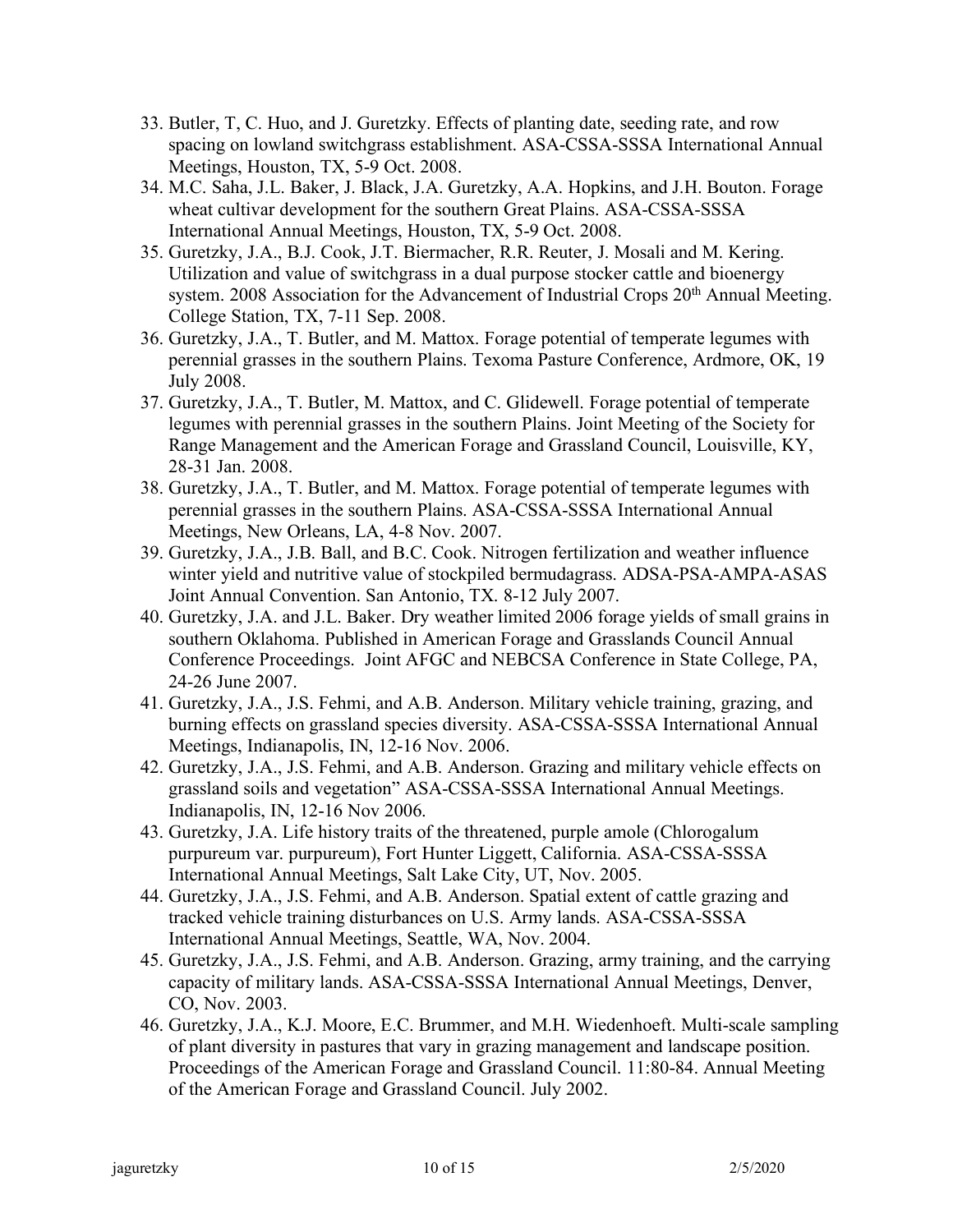33. Butler, T, C. Huo, and J. Guretzky. Effects of planting date, seeding rate, and row spacing on lowland switchgrass establishment. ASA-CSSA-SSSA International Annual Meetings, Houston, TX, 5-9 Oct. 2008.
34. M.C. Saha, J.L. Baker, J. Black, J.A. Guretzky, A.A. Hopkins, and J.H. Bouton. Forage wheat cultivar development for the southern Great Plains. ASA-CSSA-SSSA International Annual Meetings, Houston, TX, 5-9 Oct. 2008.
35. Guretzky, J.A., B.J. Cook, J.T. Biermacher, R.R. Reuter, J. Mosali and M. Kering. Utilization and value of switchgrass in a dual purpose stocker cattle and bioenergy system. 2008 Association for the Advancement of Industrial Crops 20th Annual Meeting. College Station, TX, 7-11 Sep. 2008.
36. Guretzky, J.A., T. Butler, and M. Mattox. Forage potential of temperate legumes with perennial grasses in the southern Plains. Texoma Pasture Conference, Ardmore, OK, 19 July 2008.
37. Guretzky, J.A., T. Butler, M. Mattox, and C. Glidewell. Forage potential of temperate legumes with perennial grasses in the southern Plains. Joint Meeting of the Society for Range Management and the American Forage and Grassland Council, Louisville, KY, 28-31 Jan. 2008.
38. Guretzky, J.A., T. Butler, and M. Mattox. Forage potential of temperate legumes with perennial grasses in the southern Plains. ASA-CSSA-SSSA International Annual Meetings, New Orleans, LA, 4-8 Nov. 2007.
39. Guretzky, J.A., J.B. Ball, and B.C. Cook. Nitrogen fertilization and weather influence winter yield and nutritive value of stockpiled bermudagrass. ADSA-PSA-AMPA-ASAS Joint Annual Convention. San Antonio, TX. 8-12 July 2007.
40. Guretzky, J.A. and J.L. Baker. Dry weather limited 2006 forage yields of small grains in southern Oklahoma. Published in American Forage and Grasslands Council Annual Conference Proceedings. Joint AFGC and NEBCSA Conference in State College, PA, 24-26 June 2007.
41. Guretzky, J.A., J.S. Fehmi, and A.B. Anderson. Military vehicle training, grazing, and burning effects on grassland species diversity. ASA-CSSA-SSSA International Annual Meetings, Indianapolis, IN, 12-16 Nov. 2006.
42. Guretzky, J.A., J.S. Fehmi, and A.B. Anderson. Grazing and military vehicle effects on grassland soils and vegetation" ASA-CSSA-SSSA International Annual Meetings. Indianapolis, IN, 12-16 Nov 2006.
43. Guretzky, J.A. Life history traits of the threatened, purple amole (Chlorogalum purpureum var. purpureum), Fort Hunter Liggett, California. ASA-CSSA-SSSA International Annual Meetings, Salt Lake City, UT, Nov. 2005.
44. Guretzky, J.A., J.S. Fehmi, and A.B. Anderson. Spatial extent of cattle grazing and tracked vehicle training disturbances on U.S. Army lands. ASA-CSSA-SSSA International Annual Meetings, Seattle, WA, Nov. 2004.
45. Guretzky, J.A., J.S. Fehmi, and A.B. Anderson. Grazing, army training, and the carrying capacity of military lands. ASA-CSSA-SSSA International Annual Meetings, Denver, CO, Nov. 2003.
46. Guretzky, J.A., K.J. Moore, E.C. Brummer, and M.H. Wiedenhoeft. Multi-scale sampling of plant diversity in pastures that vary in grazing management and landscape position. Proceedings of the American Forage and Grassland Council. 11:80-84. Annual Meeting of the American Forage and Grassland Council. July 2002.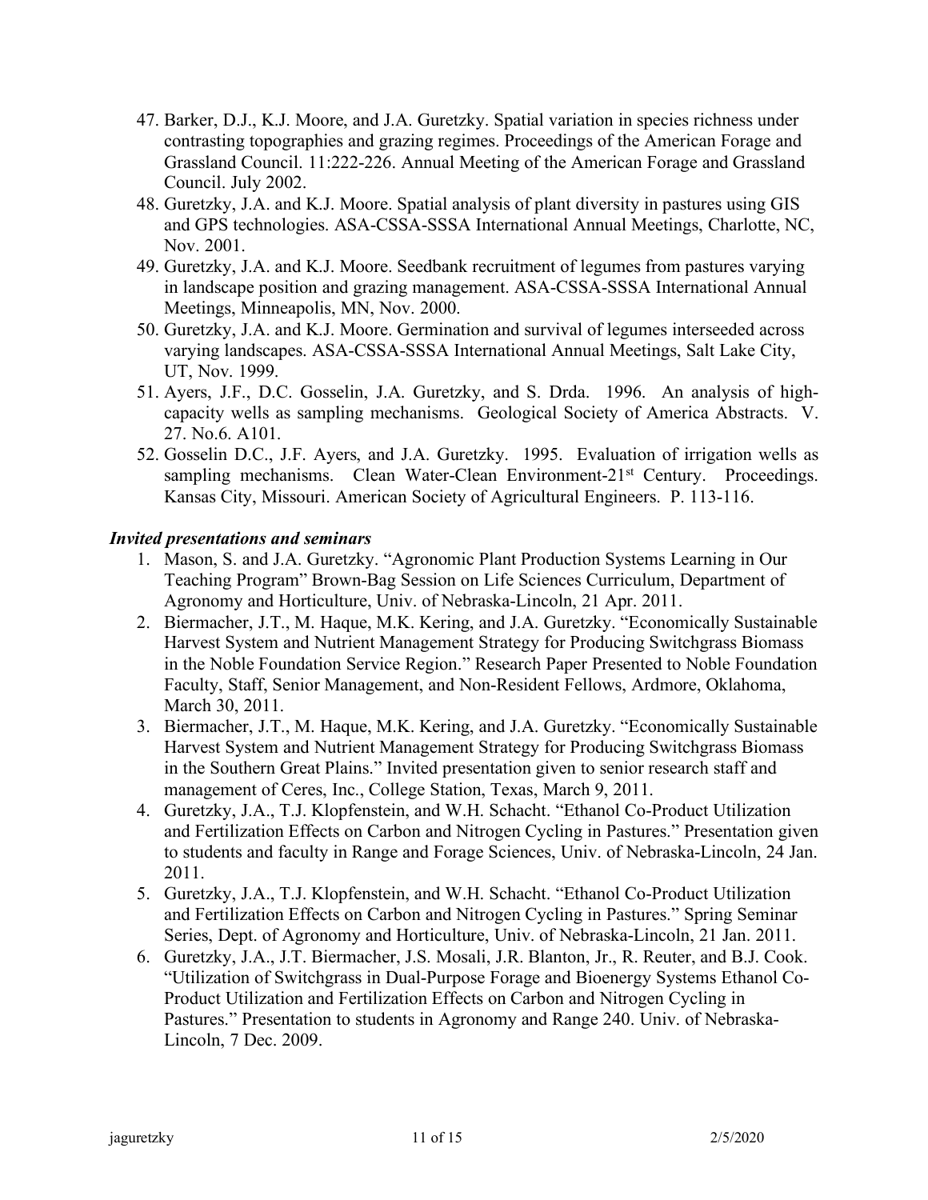47. Barker, D.J., K.J. Moore, and J.A. Guretzky. Spatial variation in species richness under contrasting topographies and grazing regimes. Proceedings of the American Forage and Grassland Council. 11:222-226. Annual Meeting of the American Forage and Grassland Council. July 2002.
48. Guretzky, J.A. and K.J. Moore. Spatial analysis of plant diversity in pastures using GIS and GPS technologies. ASA-CSSA-SSSA International Annual Meetings, Charlotte, NC, Nov. 2001.
49. Guretzky, J.A. and K.J. Moore. Seedbank recruitment of legumes from pastures varying in landscape position and grazing management. ASA-CSSA-SSSA International Annual Meetings, Minneapolis, MN, Nov. 2000.
50. Guretzky, J.A. and K.J. Moore. Germination and survival of legumes interseeded across varying landscapes. ASA-CSSA-SSSA International Annual Meetings, Salt Lake City, UT, Nov. 1999.
51. Ayers, J.F., D.C. Gosselin, J.A. Guretzky, and S. Drda. 1996. An analysis of high-capacity wells as sampling mechanisms. Geological Society of America Abstracts. V. 27. No.6. A101.
52. Gosselin D.C., J.F. Ayers, and J.A. Guretzky. 1995. Evaluation of irrigation wells as sampling mechanisms. Clean Water-Clean Environment-21st Century. Proceedings. Kansas City, Missouri. American Society of Agricultural Engineers. P. 113-116.

***Invited presentations and seminars***

1. Mason, S. and J.A. Guretzky. "Agronomic Plant Production Systems Learning in Our Teaching Program" Brown-Bag Session on Life Sciences Curriculum, Department of Agronomy and Horticulture, Univ. of Nebraska-Lincoln, 21 Apr. 2011.
2. Biermacher, J.T., M. Haque, M.K. Kering, and J.A. Guretzky. "Economically Sustainable Harvest System and Nutrient Management Strategy for Producing Switchgrass Biomass in the Noble Foundation Service Region." Research Paper Presented to Noble Foundation Faculty, Staff, Senior Management, and Non-Resident Fellows, Ardmore, Oklahoma, March 30, 2011.
3. Biermacher, J.T., M. Haque, M.K. Kering, and J.A. Guretzky. "Economically Sustainable Harvest System and Nutrient Management Strategy for Producing Switchgrass Biomass in the Southern Great Plains." Invited presentation given to senior research staff and management of Ceres, Inc., College Station, Texas, March 9, 2011.
4. Guretzky, J.A., T.J. Klopfenstein, and W.H. Schacht. "Ethanol Co-Product Utilization and Fertilization Effects on Carbon and Nitrogen Cycling in Pastures." Presentation given to students and faculty in Range and Forage Sciences, Univ. of Nebraska-Lincoln, 24 Jan. 2011.
5. Guretzky, J.A., T.J. Klopfenstein, and W.H. Schacht. "Ethanol Co-Product Utilization and Fertilization Effects on Carbon and Nitrogen Cycling in Pastures." Spring Seminar Series, Dept. of Agronomy and Horticulture, Univ. of Nebraska-Lincoln, 21 Jan. 2011.
6. Guretzky, J.A., J.T. Biermacher, J.S. Mosali, J.R. Blanton, Jr., R. Reuter, and B.J. Cook. "Utilization of Switchgrass in Dual-Purpose Forage and Bioenergy Systems Ethanol Co-Product Utilization and Fertilization Effects on Carbon and Nitrogen Cycling in Pastures." Presentation to students in Agronomy and Range 240. Univ. of Nebraska-Lincoln, 7 Dec. 2009.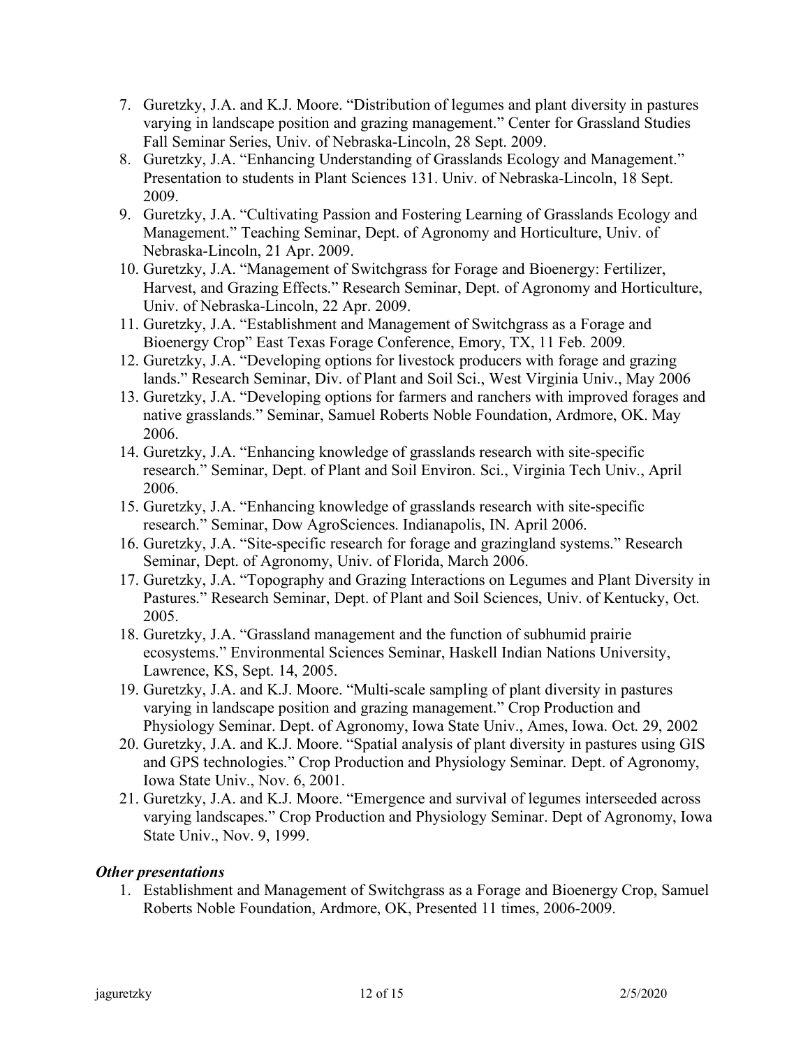7. Guretzky, J.A. and K.J. Moore. "Distribution of legumes and plant diversity in pastures varying in landscape position and grazing management." Center for Grassland Studies Fall Seminar Series, Univ. of Nebraska-Lincoln, 28 Sept. 2009.
8. Guretzky, J.A. "Enhancing Understanding of Grasslands Ecology and Management." Presentation to students in Plant Sciences 131. Univ. of Nebraska-Lincoln, 18 Sept. 2009.
9. Guretzky, J.A. "Cultivating Passion and Fostering Learning of Grasslands Ecology and Management." Teaching Seminar, Dept. of Agronomy and Horticulture, Univ. of Nebraska-Lincoln, 21 Apr. 2009.
10. Guretzky, J.A. "Management of Switchgrass for Forage and Bioenergy: Fertilizer, Harvest, and Grazing Effects." Research Seminar, Dept. of Agronomy and Horticulture, Univ. of Nebraska-Lincoln, 22 Apr. 2009.
11. Guretzky, J.A. "Establishment and Management of Switchgrass as a Forage and Bioenergy Crop" East Texas Forage Conference, Emory, TX, 11 Feb. 2009.
12. Guretzky, J.A. "Developing options for livestock producers with forage and grazing lands." Research Seminar, Div. of Plant and Soil Sci., West Virginia Univ., May 2006
13. Guretzky, J.A. "Developing options for farmers and ranchers with improved forages and native grasslands." Seminar, Samuel Roberts Noble Foundation, Ardmore, OK. May 2006.
14. Guretzky, J.A. "Enhancing knowledge of grasslands research with site-specific research." Seminar, Dept. of Plant and Soil Environ. Sci., Virginia Tech Univ., April 2006.
15. Guretzky, J.A. "Enhancing knowledge of grasslands research with site-specific research." Seminar, Dow AgroSciences. Indianapolis, IN. April 2006.
16. Guretzky, J.A. "Site-specific research for forage and grazingland systems." Research Seminar, Dept. of Agronomy, Univ. of Florida, March 2006.
17. Guretzky, J.A. "Topography and Grazing Interactions on Legumes and Plant Diversity in Pastures." Research Seminar, Dept. of Plant and Soil Sciences, Univ. of Kentucky, Oct. 2005.
18. Guretzky, J.A. "Grassland management and the function of subhumid prairie ecosystems." Environmental Sciences Seminar, Haskell Indian Nations University, Lawrence, KS, Sept. 14, 2005.
19. Guretzky, J.A. and K.J. Moore. "Multi-scale sampling of plant diversity in pastures varying in landscape position and grazing management." Crop Production and Physiology Seminar. Dept. of Agronomy, Iowa State Univ., Ames, Iowa. Oct. 29, 2002
20. Guretzky, J.A. and K.J. Moore. "Spatial analysis of plant diversity in pastures using GIS and GPS technologies." Crop Production and Physiology Seminar. Dept. of Agronomy, Iowa State Univ., Nov. 6, 2001.
21. Guretzky, J.A. and K.J. Moore. "Emergence and survival of legumes interseeded across varying landscapes." Crop Production and Physiology Seminar. Dept of Agronomy, Iowa State Univ., Nov. 9, 1999.

### *Other presentations*

1. Establishment and Management of Switchgrass as a Forage and Bioenergy Crop, Samuel Roberts Noble Foundation, Ardmore, OK, Presented 11 times, 2006-2009.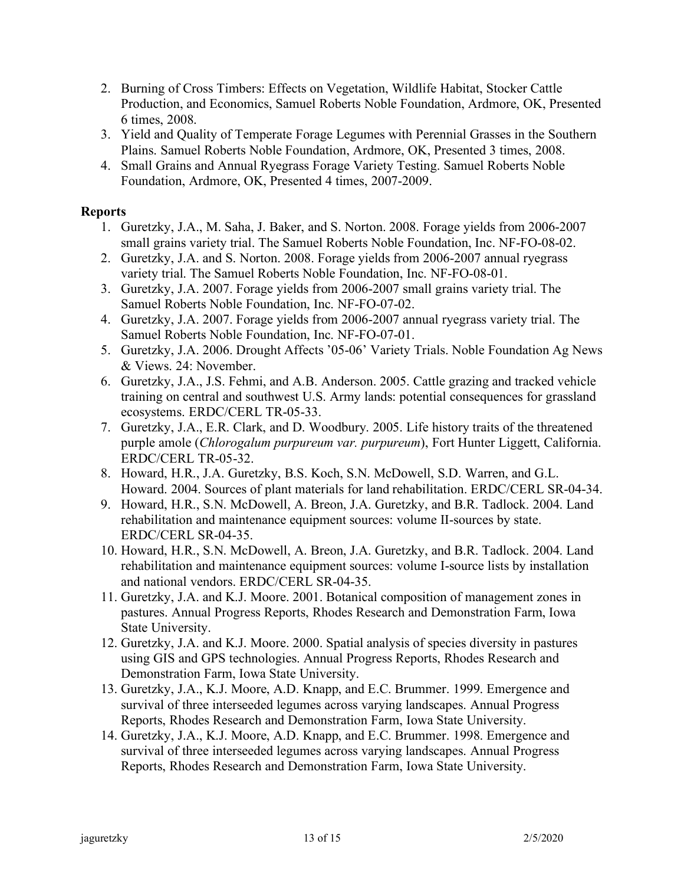2. Burning of Cross Timbers: Effects on Vegetation, Wildlife Habitat, Stocker Cattle Production, and Economics, Samuel Roberts Noble Foundation, Ardmore, OK, Presented 6 times, 2008.
3. Yield and Quality of Temperate Forage Legumes with Perennial Grasses in the Southern Plains. Samuel Roberts Noble Foundation, Ardmore, OK, Presented 3 times, 2008.
4. Small Grains and Annual Ryegrass Forage Variety Testing. Samuel Roberts Noble Foundation, Ardmore, OK, Presented 4 times, 2007-2009.

**Reports**

1. Guretzky, J.A., M. Saha, J. Baker, and S. Norton. 2008. Forage yields from 2006-2007 small grains variety trial. The Samuel Roberts Noble Foundation, Inc. NF-FO-08-02.
2. Guretzky, J.A. and S. Norton. 2008. Forage yields from 2006-2007 annual ryegrass variety trial. The Samuel Roberts Noble Foundation, Inc. NF-FO-08-01.
3. Guretzky, J.A. 2007. Forage yields from 2006-2007 small grains variety trial. The Samuel Roberts Noble Foundation, Inc. NF-FO-07-02.
4. Guretzky, J.A. 2007. Forage yields from 2006-2007 annual ryegrass variety trial. The Samuel Roberts Noble Foundation, Inc. NF-FO-07-01.
5. Guretzky, J.A. 2006. Drought Affects '05-06' Variety Trials. Noble Foundation Ag News & Views. 24: November.
6. Guretzky, J.A., J.S. Fehmi, and A.B. Anderson. 2005. Cattle grazing and tracked vehicle training on central and southwest U.S. Army lands: potential consequences for grassland ecosystems. ERDC/CERL TR-05-33.
7. Guretzky, J.A., E.R. Clark, and D. Woodbury. 2005. Life history traits of the threatened purple amole (*Chlorogalum purpureum var. purpureum*), Fort Hunter Liggett, California. ERDC/CERL TR-05-32.
8. Howard, H.R., J.A. Guretzky, B.S. Koch, S.N. McDowell, S.D. Warren, and G.L. Howard. 2004. Sources of plant materials for land rehabilitation. ERDC/CERL SR-04-34.
9. Howard, H.R., S.N. McDowell, A. Breon, J.A. Guretzky, and B.R. Tadlock. 2004. Land rehabilitation and maintenance equipment sources: volume II-sources by state. ERDC/CERL SR-04-35.
10. Howard, H.R., S.N. McDowell, A. Breon, J.A. Guretzky, and B.R. Tadlock. 2004. Land rehabilitation and maintenance equipment sources: volume I-source lists by installation and national vendors. ERDC/CERL SR-04-35.
11. Guretzky, J.A. and K.J. Moore. 2001. Botanical composition of management zones in pastures. Annual Progress Reports, Rhodes Research and Demonstration Farm, Iowa State University.
12. Guretzky, J.A. and K.J. Moore. 2000. Spatial analysis of species diversity in pastures using GIS and GPS technologies. Annual Progress Reports, Rhodes Research and Demonstration Farm, Iowa State University.
13. Guretzky, J.A., K.J. Moore, A.D. Knapp, and E.C. Brummer. 1999. Emergence and survival of three interseeded legumes across varying landscapes. Annual Progress Reports, Rhodes Research and Demonstration Farm, Iowa State University.
14. Guretzky, J.A., K.J. Moore, A.D. Knapp, and E.C. Brummer. 1998. Emergence and survival of three interseeded legumes across varying landscapes. Annual Progress Reports, Rhodes Research and Demonstration Farm, Iowa State University.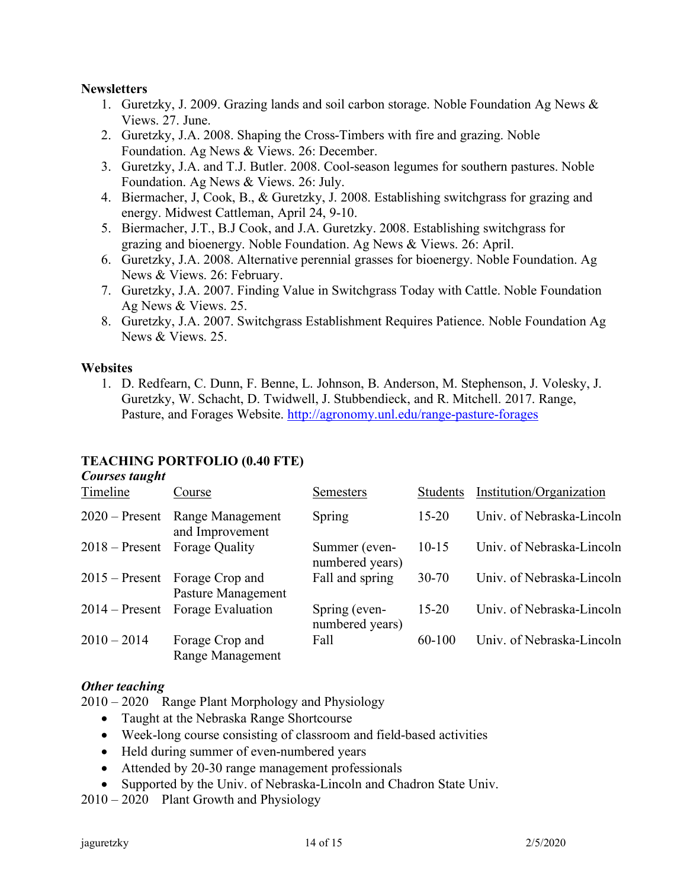**Newsletters**

1. Guretzky, J. 2009. Grazing lands and soil carbon storage. Noble Foundation Ag News & Views. 27. June.
2. Guretzky, J.A. 2008. Shaping the Cross-Timbers with fire and grazing. Noble Foundation. Ag News & Views. 26: December.
3. Guretzky, J.A. and T.J. Butler. 2008. Cool-season legumes for southern pastures. Noble Foundation. Ag News & Views. 26: July.
4. Biermacher, J, Cook, B., & Guretzky, J. 2008. Establishing switchgrass for grazing and energy. Midwest Cattleman, April 24, 9-10.
5. Biermacher, J.T., B.J Cook, and J.A. Guretzky. 2008. Establishing switchgrass for grazing and bioenergy. Noble Foundation. Ag News & Views. 26: April.
6. Guretzky, J.A. 2008. Alternative perennial grasses for bioenergy. Noble Foundation. Ag News & Views. 26: February.
7. Guretzky, J.A. 2007. Finding Value in Switchgrass Today with Cattle. Noble Foundation Ag News & Views. 25.
8. Guretzky, J.A. 2007. Switchgrass Establishment Requires Patience. Noble Foundation Ag News & Views. 25.

**Websites**

1. D. Redfearn, C. Dunn, F. Benne, L. Johnson, B. Anderson, M. Stephenson, J. Volesky, J. Guretzky, W. Schacht, D. Twidwell, J. Stubbendieck, and R. Mitchell. 2017. Range, Pasture, and Forages Website. http://agronomy.unl.edu/range-pasture-forages

## TEACHING PORTFOLIO (0.40 FTE)

***Courses taught***

| Timeline | Course | Semesters | Students | Institution/Organization |
|---|---|---|---|---|
| 2020 – Present | Range Management and Improvement | Spring | 15-20 | Univ. of Nebraska-Lincoln |
| 2018 – Present | Forage Quality | Summer (even-numbered years) | 10-15 | Univ. of Nebraska-Lincoln |
| 2015 – Present | Forage Crop and Pasture Management | Fall and spring | 30-70 | Univ. of Nebraska-Lincoln |
| 2014 – Present | Forage Evaluation | Spring (even-numbered years) | 15-20 | Univ. of Nebraska-Lincoln |
| 2010 – 2014 | Forage Crop and Range Management | Fall | 60-100 | Univ. of Nebraska-Lincoln |

***Other teaching***

2010 – 2020 Range Plant Morphology and Physiology

- Taught at the Nebraska Range Shortcourse
- Week-long course consisting of classroom and field-based activities
- Held during summer of even-numbered years
- Attended by 20-30 range management professionals
- Supported by the Univ. of Nebraska-Lincoln and Chadron State Univ.

2010 – 2020 Plant Growth and Physiology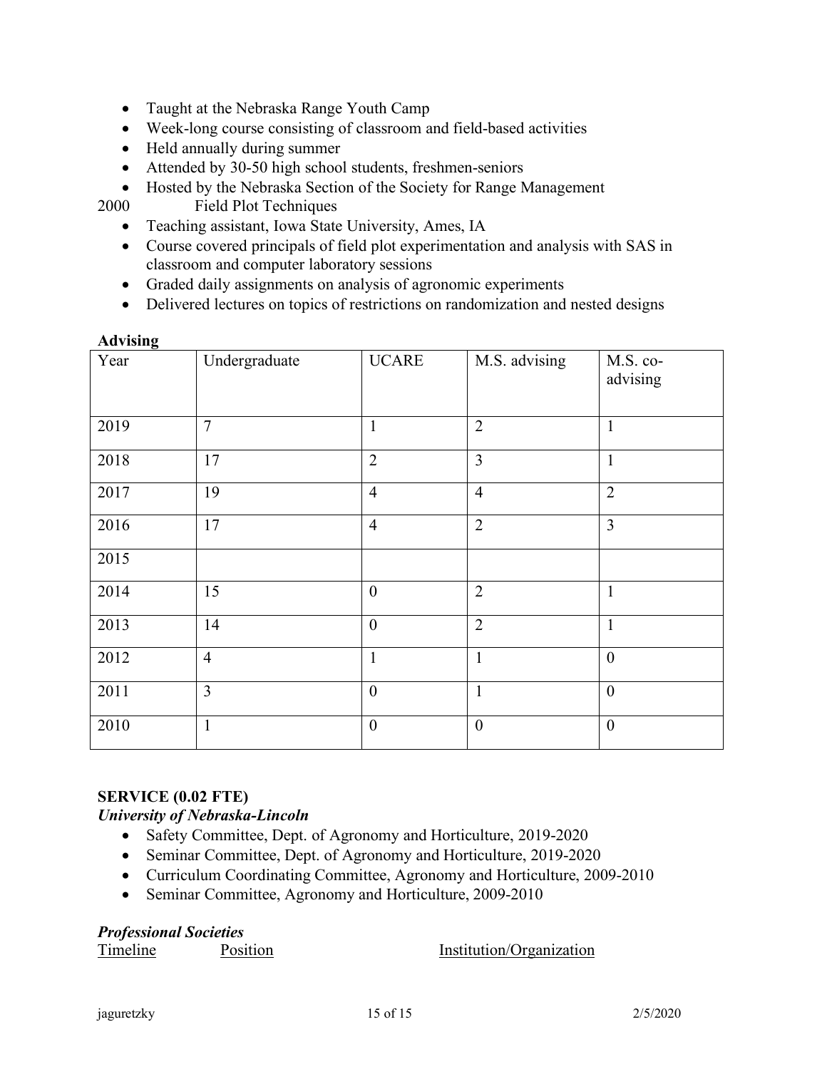- Taught at the Nebraska Range Youth Camp
- Week-long course consisting of classroom and field-based activities
- Held annually during summer
- Attended by 30-50 high school students, freshmen-seniors
- Hosted by the Nebraska Section of the Society for Range Management

2000 Field Plot Techniques

- Teaching assistant, Iowa State University, Ames, IA
- Course covered principals of field plot experimentation and analysis with SAS in classroom and computer laboratory sessions
- Graded daily assignments on analysis of agronomic experiments
- Delivered lectures on topics of restrictions on randomization and nested designs

**Advising**

| Year | Undergraduate | UCARE | M.S. advising | M.S. co-advising |
|---|---|---|---|---|
| 2019 | 7 | 1 | 2 | 1 |
| 2018 | 17 | 2 | 3 | 1 |
| 2017 | 19 | 4 | 4 | 2 |
| 2016 | 17 | 4 | 2 | 3 |
| 2015 | | | | |
| 2014 | 15 | 0 | 2 | 1 |
| 2013 | 14 | 0 | 2 | 1 |
| 2012 | 4 | 1 | 1 | 0 |
| 2011 | 3 | 0 | 1 | 0 |
| 2010 | 1 | 0 | 0 | 0 |

## SERVICE (0.02 FTE)

### *University of Nebraska-Lincoln*

- Safety Committee, Dept. of Agronomy and Horticulture, 2019-2020
- Seminar Committee, Dept. of Agronomy and Horticulture, 2019-2020
- Curriculum Coordinating Committee, Agronomy and Horticulture, 2009-2010
- Seminar Committee, Agronomy and Horticulture, 2009-2010

### *Professional Societies*

Timeline Position Institution/Organization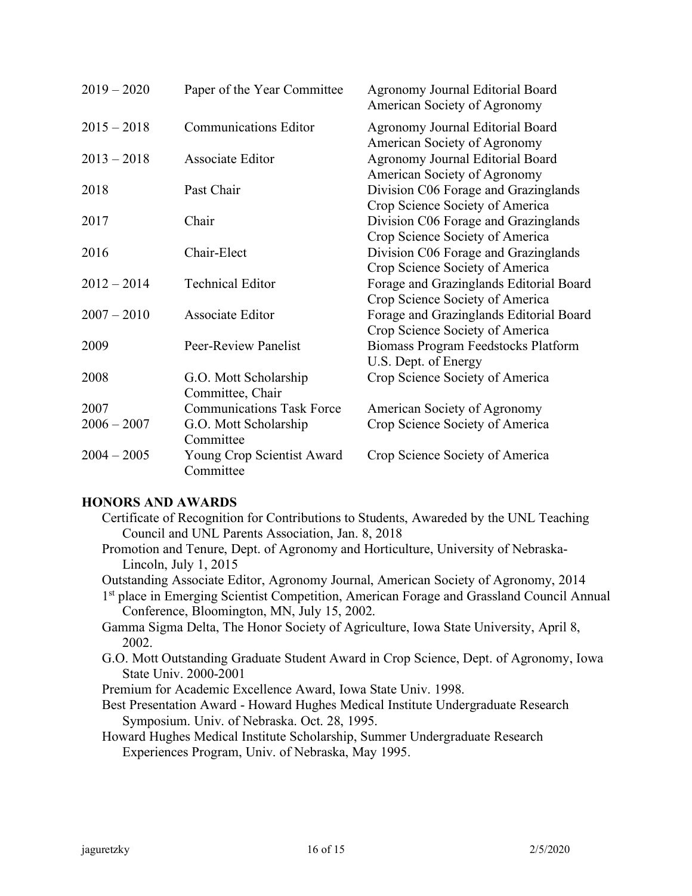| | | |
|---|---|---|
| 2019 – 2020 | Paper of the Year Committee | Agronomy Journal Editorial Board<br>American Society of Agronomy |
| 2015 – 2018 | Communications Editor | Agronomy Journal Editorial Board<br>American Society of Agronomy |
| 2013 – 2018 | Associate Editor | Agronomy Journal Editorial Board<br>American Society of Agronomy |
| 2018 | Past Chair | Division C06 Forage and Grazinglands<br>Crop Science Society of America |
| 2017 | Chair | Division C06 Forage and Grazinglands<br>Crop Science Society of America |
| 2016 | Chair-Elect | Division C06 Forage and Grazinglands<br>Crop Science Society of America |
| 2012 – 2014 | Technical Editor | Forage and Grazinglands Editorial Board<br>Crop Science Society of America |
| 2007 – 2010 | Associate Editor | Forage and Grazinglands Editorial Board<br>Crop Science Society of America |
| 2009 | Peer-Review Panelist | Biomass Program Feedstocks Platform<br>U.S. Dept. of Energy |
| 2008 | G.O. Mott Scholarship Committee, Chair | Crop Science Society of America |
| 2007 | Communications Task Force | American Society of Agronomy |
| 2006 – 2007 | G.O. Mott Scholarship Committee | Crop Science Society of America |
| 2004 – 2005 | Young Crop Scientist Award Committee | Crop Science Society of America |

## HONORS AND AWARDS

- Certificate of Recognition for Contributions to Students, Awareded by the UNL Teaching Council and UNL Parents Association, Jan. 8, 2018
- Promotion and Tenure, Dept. of Agronomy and Horticulture, University of Nebraska-Lincoln, July 1, 2015
- Outstanding Associate Editor, Agronomy Journal, American Society of Agronomy, 2014
- 1st place in Emerging Scientist Competition, American Forage and Grassland Council Annual Conference, Bloomington, MN, July 15, 2002.
- Gamma Sigma Delta, The Honor Society of Agriculture, Iowa State University, April 8, 2002.
- G.O. Mott Outstanding Graduate Student Award in Crop Science, Dept. of Agronomy, Iowa State Univ. 2000-2001
- Premium for Academic Excellence Award, Iowa State Univ. 1998.
- Best Presentation Award - Howard Hughes Medical Institute Undergraduate Research Symposium. Univ. of Nebraska. Oct. 28, 1995.
- Howard Hughes Medical Institute Scholarship, Summer Undergraduate Research Experiences Program, Univ. of Nebraska, May 1995.